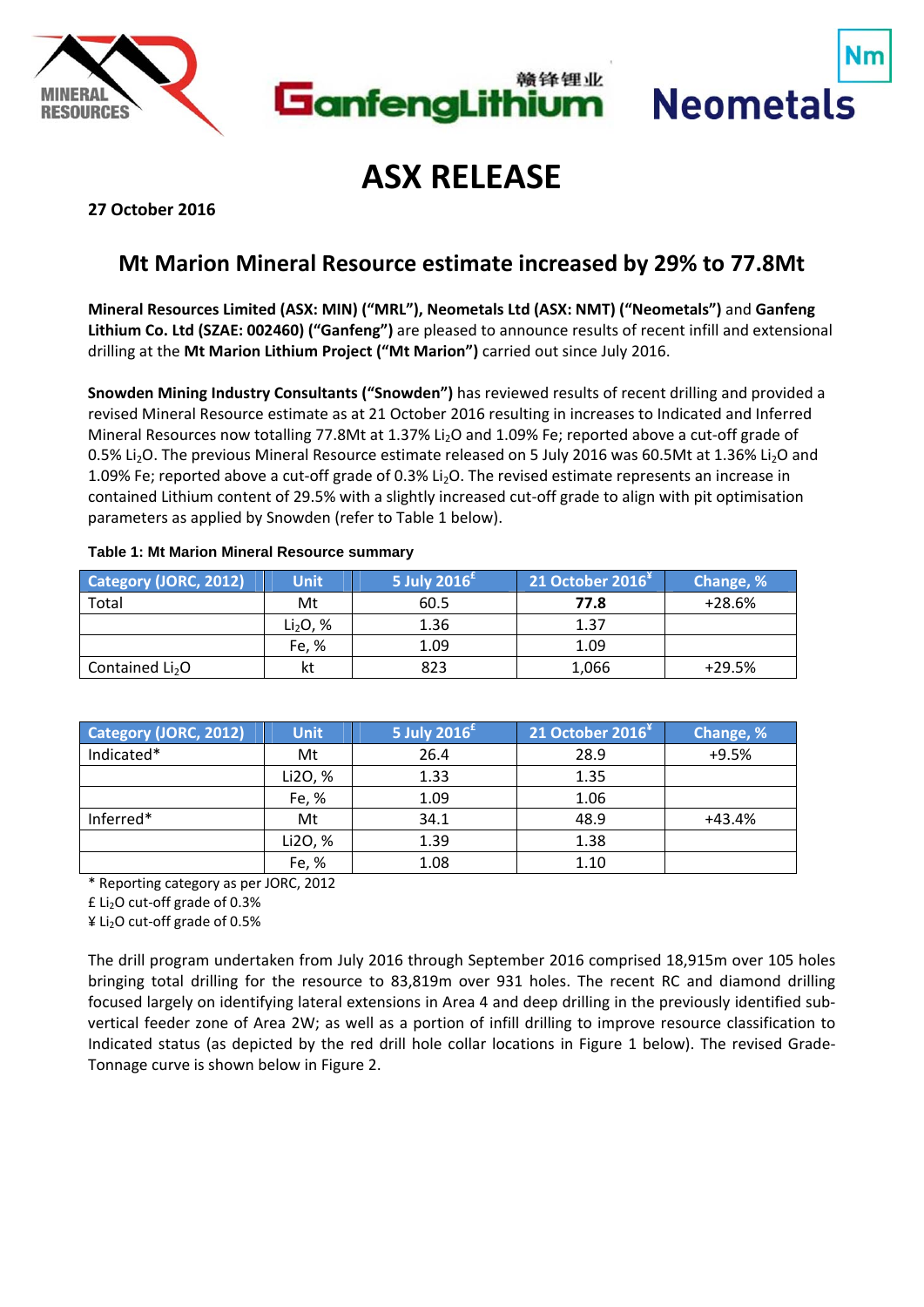# ASX RELEASE

**27 October 2016**

## Mt Marion Mineral Resource estimate increased by 29% to 77.8Mt

**Mineral Resources Limited (ASX: MIN) ("MRL"), Neometals Ltd (ASX: NMT) ("Neometals")** and **Ganfeng Lithium Co. Ltd (SZAE: 002460) ("Ganfeng")** are pleased to announce results of recent infill and extensional drilling at the **Mt Marion Lithium Project ("Mt Marion")** carried out since July 2016.

**Snowden Mining Industry Consultants ("Snowden")** has reviewed results of recent drilling and provided a revised Mineral Resource estimate as at 21 October 2016 resulting in increases to Indicated and Inferred Mineral Resources now totalling 77.8Mt at 1.37% $Li_2O$ and 1.09% Fe; reported above a cut-off grade of 0.5% $Li_2O$. The previous Mineral Resource estimate released on 5 July 2016 was 60.5Mt at 1.36% $Li_2O$ and 1.09% Fe; reported above a cut-off grade of 0.3% $Li_2O$. The revised estimate represents an increase in contained Lithium content of 29.5% with a slightly increased cut-off grade to align with pit optimisation parameters as applied by Snowden (refer to Table 1 below).

**Table 1: Mt Marion Mineral Resource summary**

| Category (JORC, 2012) | Unit | 5 July 2016£ | 21 October 2016¥ | Change, % |
|---|---|---|---|---|
| Total | Mt | 60.5 | **77.8** | +28.6% |
| | $Li_2O$, % | 1.36 | 1.37 | |
| | Fe, % | 1.09 | 1.09 | |
| Contained $Li_2O$ | kt | 823 | 1,066 | +29.5% |

| Category (JORC, 2012) | Unit | 5 July 2016£ | 21 October 2016¥ | Change, % |
|---|---|---|---|---|
| Indicated* | Mt | 26.4 | 28.9 | +9.5% |
| | Li2O, % | 1.33 | 1.35 | |
| | Fe, % | 1.09 | 1.06 | |
| Inferred* | Mt | 34.1 | 48.9 | +43.4% |
| | Li2O, % | 1.39 | 1.38 | |
| | Fe, % | 1.08 | 1.10 | |

\* Reporting category as per JORC, 2012

£ $Li_2O$ cut-off grade of 0.3%

¥ $Li_2O$ cut-off grade of 0.5%

The drill program undertaken from July 2016 through September 2016 comprised 18,915m over 105 holes bringing total drilling for the resource to 83,819m over 931 holes. The recent RC and diamond drilling focused largely on identifying lateral extensions in Area 4 and deep drilling in the previously identified sub-vertical feeder zone of Area 2W; as well as a portion of infill drilling to improve resource classification to Indicated status (as depicted by the red drill hole collar locations in Figure 1 below). The revised Grade-Tonnage curve is shown below in Figure 2.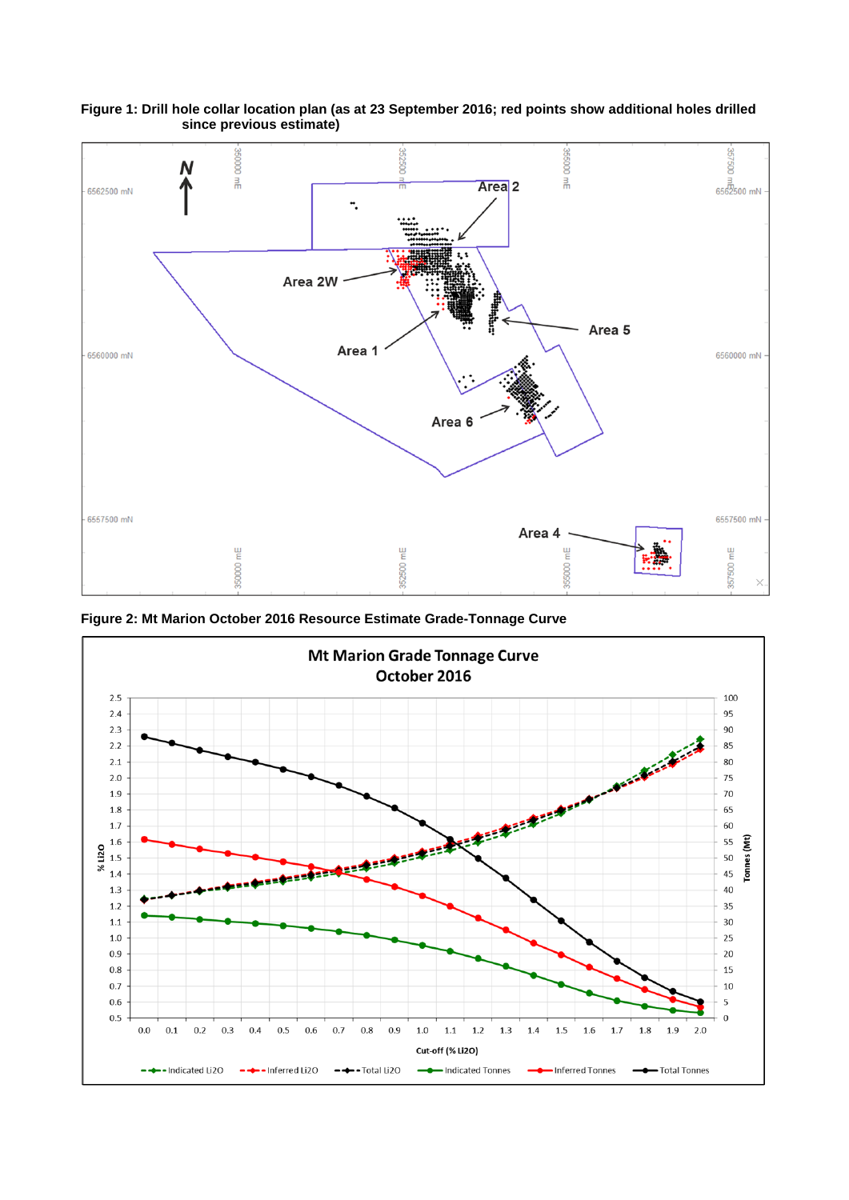**Figure 1: Drill hole collar location plan (as at 23 September 2016; red points show additional holes drilled since previous estimate)**

**Figure 2: Mt Marion October 2016 Resource Estimate Grade-Tonnage Curve**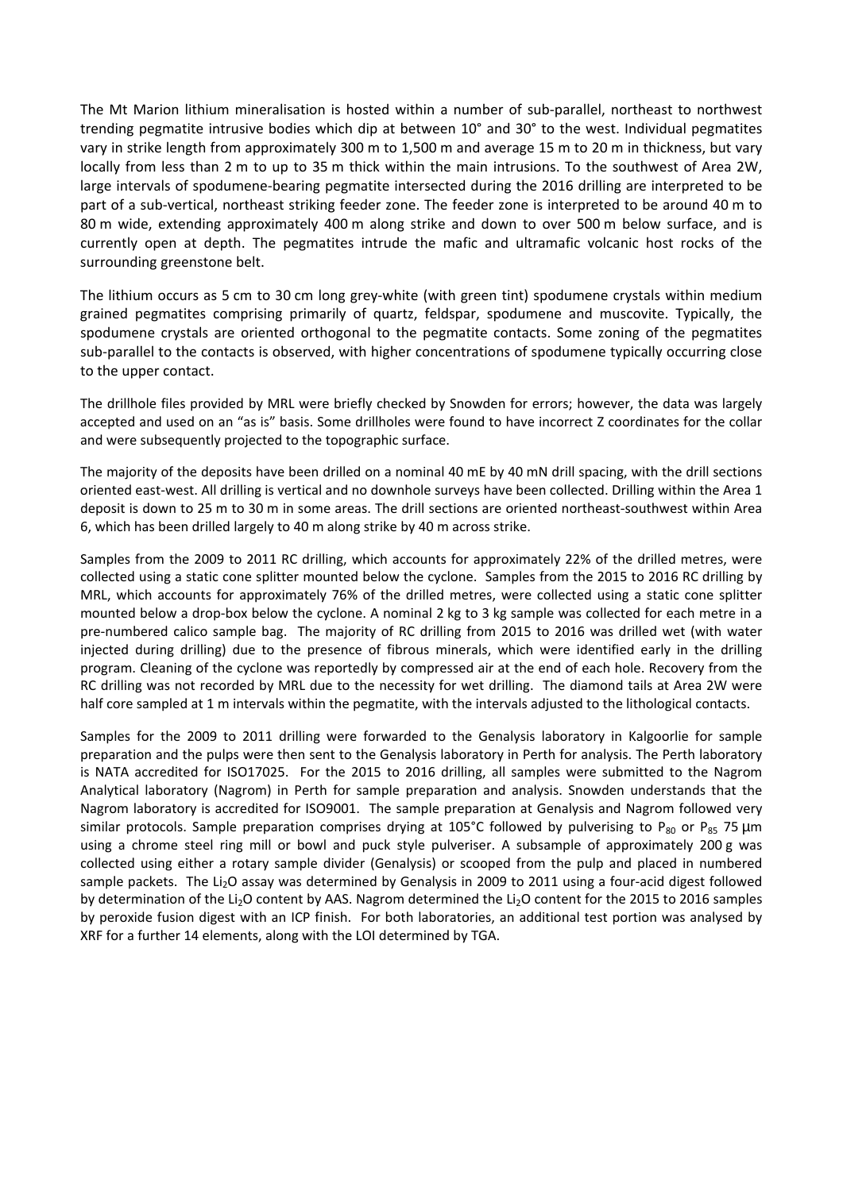The Mt Marion lithium mineralisation is hosted within a number of sub-parallel, northeast to northwest trending pegmatite intrusive bodies which dip at between 10° and 30° to the west. Individual pegmatites vary in strike length from approximately 300 m to 1,500 m and average 15 m to 20 m in thickness, but vary locally from less than 2 m to up to 35 m thick within the main intrusions. To the southwest of Area 2W, large intervals of spodumene-bearing pegmatite intersected during the 2016 drilling are interpreted to be part of a sub-vertical, northeast striking feeder zone. The feeder zone is interpreted to be around 40 m to 80 m wide, extending approximately 400 m along strike and down to over 500 m below surface, and is currently open at depth. The pegmatites intrude the mafic and ultramafic volcanic host rocks of the surrounding greenstone belt.

The lithium occurs as 5 cm to 30 cm long grey-white (with green tint) spodumene crystals within medium grained pegmatites comprising primarily of quartz, feldspar, spodumene and muscovite. Typically, the spodumene crystals are oriented orthogonal to the pegmatite contacts. Some zoning of the pegmatites sub-parallel to the contacts is observed, with higher concentrations of spodumene typically occurring close to the upper contact.

The drillhole files provided by MRL were briefly checked by Snowden for errors; however, the data was largely accepted and used on an "as is" basis. Some drillholes were found to have incorrect Z coordinates for the collar and were subsequently projected to the topographic surface.

The majority of the deposits have been drilled on a nominal 40 mE by 40 mN drill spacing, with the drill sections oriented east-west. All drilling is vertical and no downhole surveys have been collected. Drilling within the Area 1 deposit is down to 25 m to 30 m in some areas. The drill sections are oriented northeast-southwest within Area 6, which has been drilled largely to 40 m along strike by 40 m across strike.

Samples from the 2009 to 2011 RC drilling, which accounts for approximately 22% of the drilled metres, were collected using a static cone splitter mounted below the cyclone. Samples from the 2015 to 2016 RC drilling by MRL, which accounts for approximately 76% of the drilled metres, were collected using a static cone splitter mounted below a drop-box below the cyclone. A nominal 2 kg to 3 kg sample was collected for each metre in a pre-numbered calico sample bag. The majority of RC drilling from 2015 to 2016 was drilled wet (with water injected during drilling) due to the presence of fibrous minerals, which were identified early in the drilling program. Cleaning of the cyclone was reportedly by compressed air at the end of each hole. Recovery from the RC drilling was not recorded by MRL due to the necessity for wet drilling. The diamond tails at Area 2W were half core sampled at 1 m intervals within the pegmatite, with the intervals adjusted to the lithological contacts.

Samples for the 2009 to 2011 drilling were forwarded to the Genalysis laboratory in Kalgoorlie for sample preparation and the pulps were then sent to the Genalysis laboratory in Perth for analysis. The Perth laboratory is NATA accredited for ISO17025. For the 2015 to 2016 drilling, all samples were submitted to the Nagrom Analytical laboratory (Nagrom) in Perth for sample preparation and analysis. Snowden understands that the Nagrom laboratory is accredited for ISO9001. The sample preparation at Genalysis and Nagrom followed very similar protocols. Sample preparation comprises drying at 105°C followed by pulverising to $P_{80}$ or $P_{85}$ 75 µm using a chrome steel ring mill or bowl and puck style pulveriser. A subsample of approximately 200 g was collected using either a rotary sample divider (Genalysis) or scooped from the pulp and placed in numbered sample packets. The $Li_2O$ assay was determined by Genalysis in 2009 to 2011 using a four-acid digest followed by determination of the $Li_2O$ content by AAS. Nagrom determined the $Li_2O$ content for the 2015 to 2016 samples by peroxide fusion digest with an ICP finish. For both laboratories, an additional test portion was analysed by XRF for a further 14 elements, along with the LOI determined by TGA.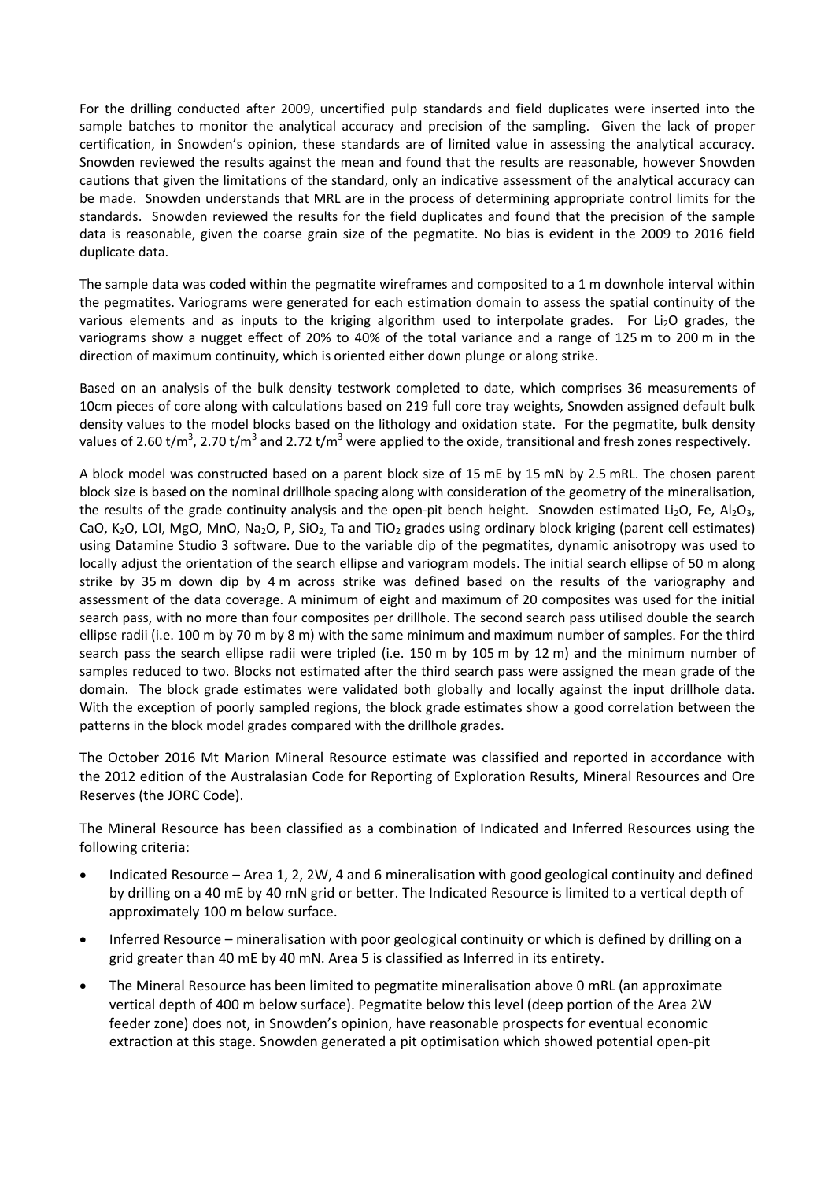For the drilling conducted after 2009, uncertified pulp standards and field duplicates were inserted into the sample batches to monitor the analytical accuracy and precision of the sampling. Given the lack of proper certification, in Snowden's opinion, these standards are of limited value in assessing the analytical accuracy. Snowden reviewed the results against the mean and found that the results are reasonable, however Snowden cautions that given the limitations of the standard, only an indicative assessment of the analytical accuracy can be made. Snowden understands that MRL are in the process of determining appropriate control limits for the standards. Snowden reviewed the results for the field duplicates and found that the precision of the sample data is reasonable, given the coarse grain size of the pegmatite. No bias is evident in the 2009 to 2016 field duplicate data.

The sample data was coded within the pegmatite wireframes and composited to a 1 m downhole interval within the pegmatites. Variograms were generated for each estimation domain to assess the spatial continuity of the various elements and as inputs to the kriging algorithm used to interpolate grades. For $Li_2O$ grades, the variograms show a nugget effect of 20% to 40% of the total variance and a range of 125 m to 200 m in the direction of maximum continuity, which is oriented either down plunge or along strike.

Based on an analysis of the bulk density testwork completed to date, which comprises 36 measurements of 10cm pieces of core along with calculations based on 219 full core tray weights, Snowden assigned default bulk density values to the model blocks based on the lithology and oxidation state. For the pegmatite, bulk density values of 2.60 $t/m^3$, 2.70 $t/m^3$ and 2.72 $t/m^3$ were applied to the oxide, transitional and fresh zones respectively.

A block model was constructed based on a parent block size of 15 mE by 15 mN by 2.5 mRL. The chosen parent block size is based on the nominal drillhole spacing along with consideration of the geometry of the mineralisation, the results of the grade continuity analysis and the open-pit bench height. Snowden estimated $Li_2O$, Fe, $Al_2O_3$, CaO, $K_2O$, LOI, MgO, MnO, $Na_2O$, P, $SiO_2$, Ta and $TiO_2$ grades using ordinary block kriging (parent cell estimates) using Datamine Studio 3 software. Due to the variable dip of the pegmatites, dynamic anisotropy was used to locally adjust the orientation of the search ellipse and variogram models. The initial search ellipse of 50 m along strike by 35 m down dip by 4 m across strike was defined based on the results of the variography and assessment of the data coverage. A minimum of eight and maximum of 20 composites was used for the initial search pass, with no more than four composites per drillhole. The second search pass utilised double the search ellipse radii (i.e. 100 m by 70 m by 8 m) with the same minimum and maximum number of samples. For the third search pass the search ellipse radii were tripled (i.e. 150 m by 105 m by 12 m) and the minimum number of samples reduced to two. Blocks not estimated after the third search pass were assigned the mean grade of the domain. The block grade estimates were validated both globally and locally against the input drillhole data. With the exception of poorly sampled regions, the block grade estimates show a good correlation between the patterns in the block model grades compared with the drillhole grades.

The October 2016 Mt Marion Mineral Resource estimate was classified and reported in accordance with the 2012 edition of the Australasian Code for Reporting of Exploration Results, Mineral Resources and Ore Reserves (the JORC Code).

The Mineral Resource has been classified as a combination of Indicated and Inferred Resources using the following criteria:

- Indicated Resource – Area 1, 2, 2W, 4 and 6 mineralisation with good geological continuity and defined by drilling on a 40 mE by 40 mN grid or better. The Indicated Resource is limited to a vertical depth of approximately 100 m below surface.
- Inferred Resource – mineralisation with poor geological continuity or which is defined by drilling on a grid greater than 40 mE by 40 mN. Area 5 is classified as Inferred in its entirety.
- The Mineral Resource has been limited to pegmatite mineralisation above 0 mRL (an approximate vertical depth of 400 m below surface). Pegmatite below this level (deep portion of the Area 2W feeder zone) does not, in Snowden's opinion, have reasonable prospects for eventual economic extraction at this stage. Snowden generated a pit optimisation which showed potential open-pit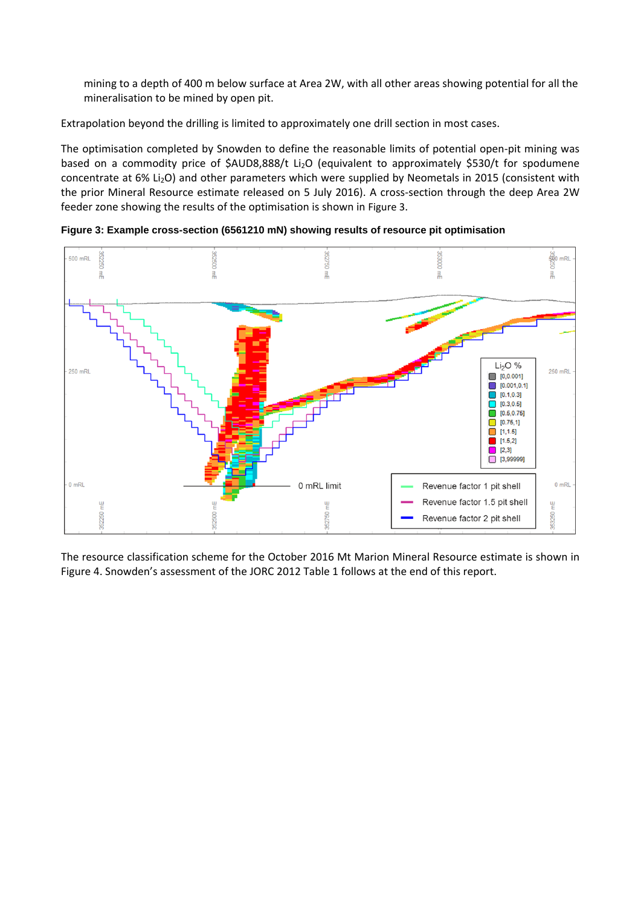mining to a depth of 400 m below surface at Area 2W, with all other areas showing potential for all the mineralisation to be mined by open pit.

Extrapolation beyond the drilling is limited to approximately one drill section in most cases.

The optimisation completed by Snowden to define the reasonable limits of potential open-pit mining was based on a commodity price of $AUD8,888/t $Li_2O$ (equivalent to approximately $530/t for spodumene concentrate at 6% $Li_2O$) and other parameters which were supplied by Neometals in 2015 (consistent with the prior Mineral Resource estimate released on 5 July 2016). A cross-section through the deep Area 2W feeder zone showing the results of the optimisation is shown in Figure 3.

**Figure 3: Example cross-section (6561210 mN) showing results of resource pit optimisation**

The resource classification scheme for the October 2016 Mt Marion Mineral Resource estimate is shown in Figure 4. Snowden's assessment of the JORC 2012 Table 1 follows at the end of this report.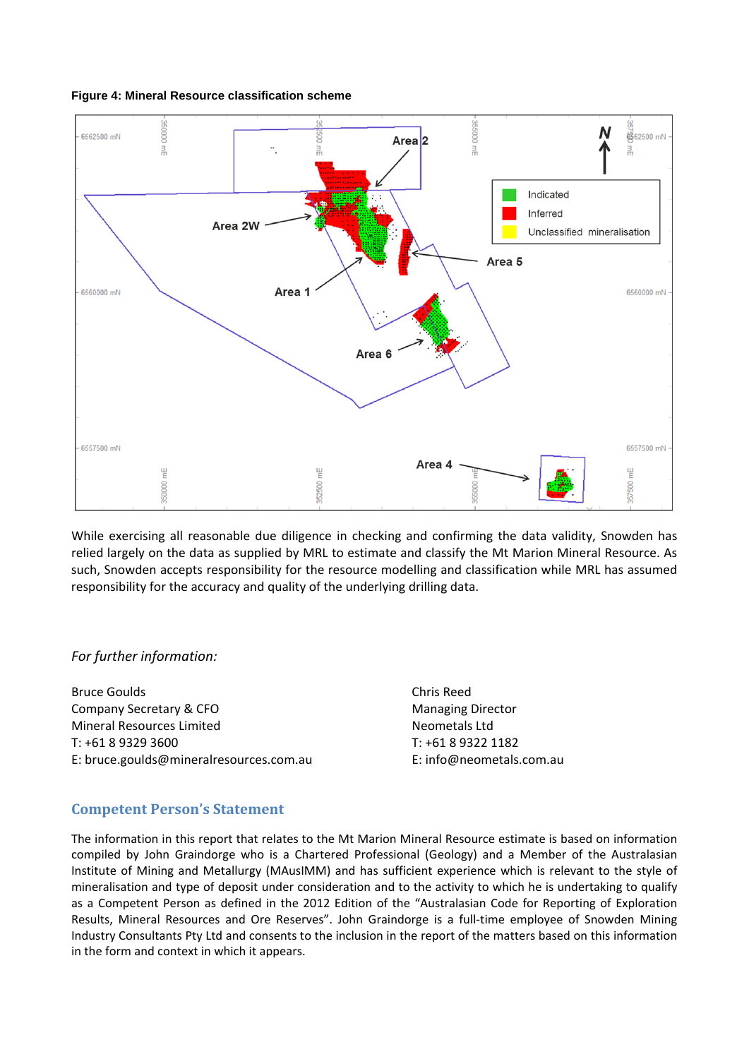**Figure 4: Mineral Resource classification scheme**

While exercising all reasonable due diligence in checking and confirming the data validity, Snowden has relied largely on the data as supplied by MRL to estimate and classify the Mt Marion Mineral Resource. As such, Snowden accepts responsibility for the resource modelling and classification while MRL has assumed responsibility for the accuracy and quality of the underlying drilling data.

*For further information:*

Bruce Goulds
Company Secretary & CFO
Mineral Resources Limited
T: +61 8 9329 3600
E: bruce.goulds@mineralresources.com.au

Chris Reed
Managing Director
Neometals Ltd
T: +61 8 9322 1182
E: info@neometals.com.au

## Competent Person's Statement

The information in this report that relates to the Mt Marion Mineral Resource estimate is based on information compiled by John Graindorge who is a Chartered Professional (Geology) and a Member of the Australasian Institute of Mining and Metallurgy (MAusIMM) and has sufficient experience which is relevant to the style of mineralisation and type of deposit under consideration and to the activity to which he is undertaking to qualify as a Competent Person as defined in the 2012 Edition of the "Australasian Code for Reporting of Exploration Results, Mineral Resources and Ore Reserves". John Graindorge is a full-time employee of Snowden Mining Industry Consultants Pty Ltd and consents to the inclusion in the report of the matters based on this information in the form and context in which it appears.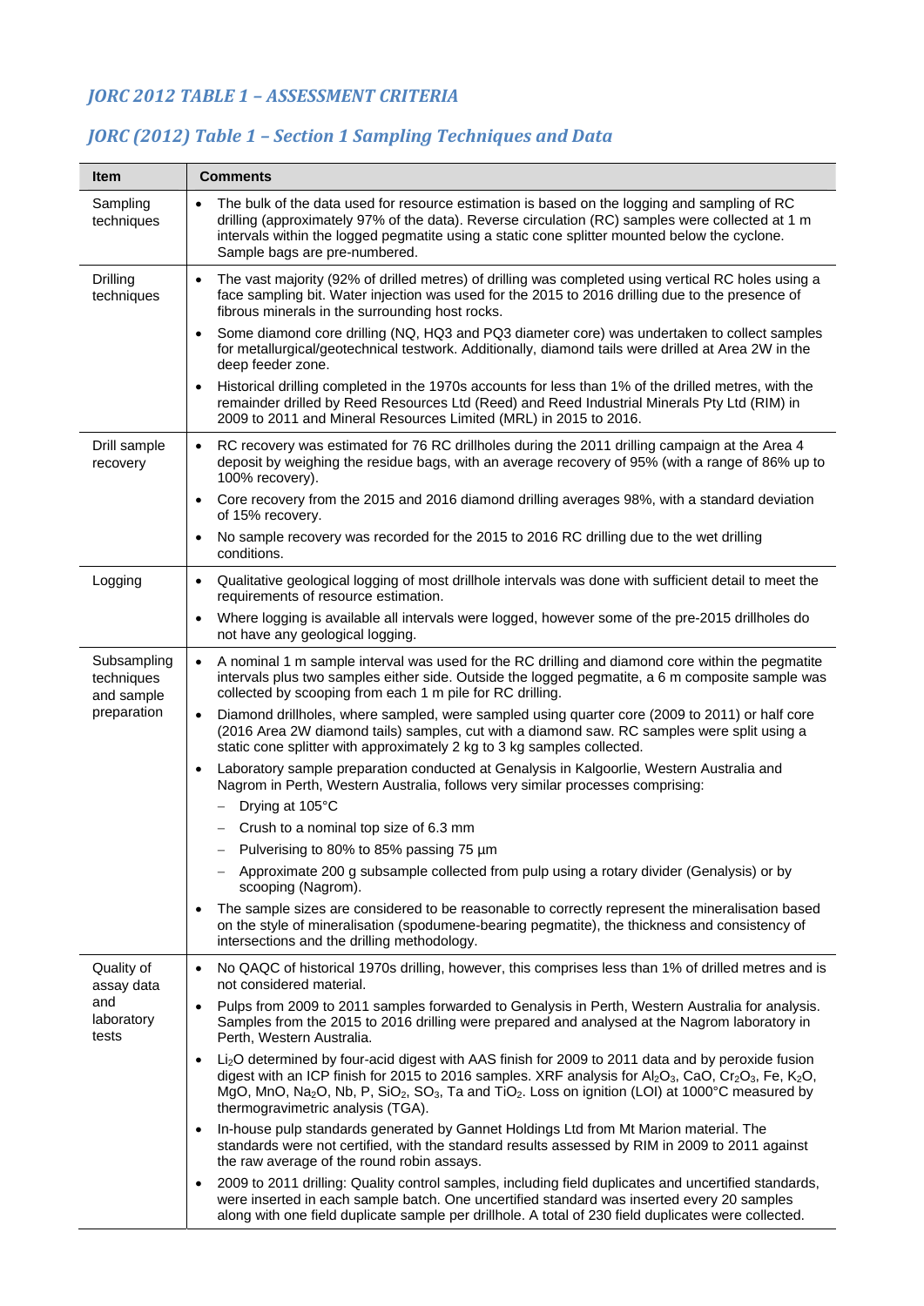## *JORC 2012 TABLE 1 – ASSESSMENT CRITERIA*

## *JORC (2012) Table 1 – Section 1 Sampling Techniques and Data*

| Item | Comments |
|---|---|
| Sampling techniques | • The bulk of the data used for resource estimation is based on the logging and sampling of RC drilling (approximately 97% of the data). Reverse circulation (RC) samples were collected at 1 m intervals within the logged pegmatite using a static cone splitter mounted below the cyclone. Sample bags are pre-numbered. |
| Drilling techniques | • The vast majority (92% of drilled metres) of drilling was completed using vertical RC holes using a face sampling bit. Water injection was used for the 2015 to 2016 drilling due to the presence of fibrous minerals in the surrounding host rocks.<br>• Some diamond core drilling (NQ, HQ3 and PQ3 diameter core) was undertaken to collect samples for metallurgical/geotechnical testwork. Additionally, diamond tails were drilled at Area 2W in the deep feeder zone.<br>• Historical drilling completed in the 1970s accounts for less than 1% of the drilled metres, with the remainder drilled by Reed Resources Ltd (Reed) and Reed Industrial Minerals Pty Ltd (RIM) in 2009 to 2011 and Mineral Resources Limited (MRL) in 2015 to 2016. |
| Drill sample recovery | • RC recovery was estimated for 76 RC drillholes during the 2011 drilling campaign at the Area 4 deposit by weighing the residue bags, with an average recovery of 95% (with a range of 86% up to 100% recovery).<br>• Core recovery from the 2015 and 2016 diamond drilling averages 98%, with a standard deviation of 15% recovery.<br>• No sample recovery was recorded for the 2015 to 2016 RC drilling due to the wet drilling conditions. |
| Logging | • Qualitative geological logging of most drillhole intervals was done with sufficient detail to meet the requirements of resource estimation.<br>• Where logging is available all intervals were logged, however some of the pre-2015 drillholes do not have any geological logging. |
| Subsampling techniques and sample preparation | • A nominal 1 m sample interval was used for the RC drilling and diamond core within the pegmatite intervals plus two samples either side. Outside the logged pegmatite, a 6 m composite sample was collected by scooping from each 1 m pile for RC drilling.<br>• Diamond drillholes, where sampled, were sampled using quarter core (2009 to 2011) or half core (2016 Area 2W diamond tails) samples, cut with a diamond saw. RC samples were split using a static cone splitter with approximately 2 kg to 3 kg samples collected.<br>• Laboratory sample preparation conducted at Genalysis in Kalgoorlie, Western Australia and Nagrom in Perth, Western Australia, follows very similar processes comprising:<br>– Drying at 105°C<br>– Crush to a nominal top size of 6.3 mm<br>– Pulverising to 80% to 85% passing 75 µm<br>– Approximate 200 g subsample collected from pulp using a rotary divider (Genalysis) or by scooping (Nagrom).<br>• The sample sizes are considered to be reasonable to correctly represent the mineralisation based on the style of mineralisation (spodumene-bearing pegmatite), the thickness and consistency of intersections and the drilling methodology. |
| Quality of assay data and laboratory tests | • No QAQC of historical 1970s drilling, however, this comprises less than 1% of drilled metres and is not considered material.<br>• Pulps from 2009 to 2011 samples forwarded to Genalysis in Perth, Western Australia for analysis. Samples from the 2015 to 2016 drilling were prepared and analysed at the Nagrom laboratory in Perth, Western Australia.<br>• $Li_2O$ determined by four-acid digest with AAS finish for 2009 to 2011 data and by peroxide fusion digest with an ICP finish for 2015 to 2016 samples. XRF analysis for $Al_2O_3$, CaO, $Cr_2O_3$, Fe, $K_2O$, MgO, MnO, $Na_2O$, Nb, P, $SiO_2$, $SO_3$, Ta and $TiO_2$. Loss on ignition (LOI) at 1000°C measured by thermogravimetric analysis (TGA).<br>• In-house pulp standards generated by Gannet Holdings Ltd from Mt Marion material. The standards were not certified, with the standard results assessed by RIM in 2009 to 2011 against the raw average of the round robin assays.<br>• 2009 to 2011 drilling: Quality control samples, including field duplicates and uncertified standards, were inserted in each sample batch. One uncertified standard was inserted every 20 samples along with one field duplicate sample per drillhole. A total of 230 field duplicates were collected. |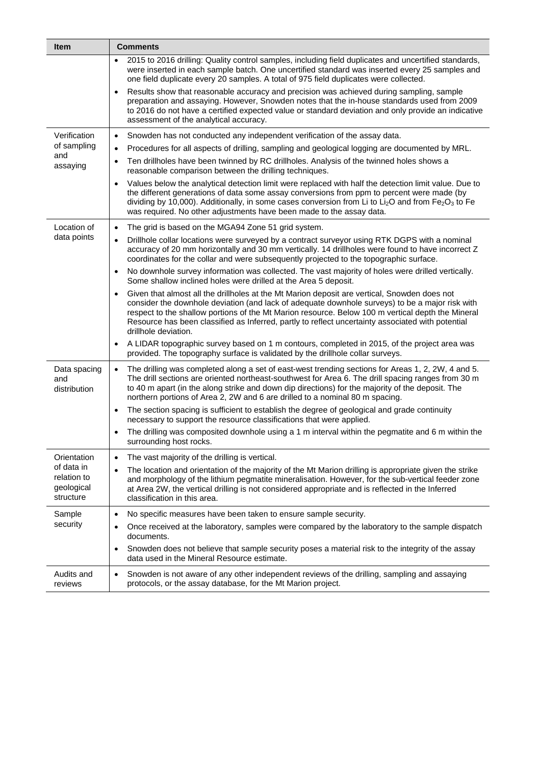| Item | Comments |
|---|---|
| | • 2015 to 2016 drilling: Quality control samples, including field duplicates and uncertified standards, were inserted in each sample batch. One uncertified standard was inserted every 25 samples and one field duplicate every 20 samples. A total of 975 field duplicates were collected.<br>• Results show that reasonable accuracy and precision was achieved during sampling, sample preparation and assaying. However, Snowden notes that the in-house standards used from 2009 to 2016 do not have a certified expected value or standard deviation and only provide an indicative assessment of the analytical accuracy. |
| Verification of sampling and assaying | • Snowden has not conducted any independent verification of the assay data.<br>• Procedures for all aspects of drilling, sampling and geological logging are documented by MRL.<br>• Ten drillholes have been twinned by RC drillholes. Analysis of the twinned holes shows a reasonable comparison between the drilling techniques.<br>• Values below the analytical detection limit were replaced with half the detection limit value. Due to the different generations of data some assay conversions from ppm to percent were made (by dividing by 10,000). Additionally, in some cases conversion from Li to $Li_2O$ and from $Fe_2O_3$ to Fe was required. No other adjustments have been made to the assay data. |
| Location of data points | • The grid is based on the MGA94 Zone 51 grid system.<br>• Drillhole collar locations were surveyed by a contract surveyor using RTK DGPS with a nominal accuracy of 20 mm horizontally and 30 mm vertically. 14 drillholes were found to have incorrect Z coordinates for the collar and were subsequently projected to the topographic surface.<br>• No downhole survey information was collected. The vast majority of holes were drilled vertically. Some shallow inclined holes were drilled at the Area 5 deposit.<br>• Given that almost all the drillholes at the Mt Marion deposit are vertical, Snowden does not consider the downhole deviation (and lack of adequate downhole surveys) to be a major risk with respect to the shallow portions of the Mt Marion resource. Below 100 m vertical depth the Mineral Resource has been classified as Inferred, partly to reflect uncertainty associated with potential drillhole deviation.<br>• A LIDAR topographic survey based on 1 m contours, completed in 2015, of the project area was provided. The topography surface is validated by the drillhole collar surveys. |
| Data spacing and distribution | • The drilling was completed along a set of east-west trending sections for Areas 1, 2, 2W, 4 and 5. The drill sections are oriented northeast-southwest for Area 6. The drill spacing ranges from 30 m to 40 m apart (in the along strike and down dip directions) for the majority of the deposit. The northern portions of Area 2, 2W and 6 are drilled to a nominal 80 m spacing.<br>• The section spacing is sufficient to establish the degree of geological and grade continuity necessary to support the resource classifications that were applied.<br>• The drilling was composited downhole using a 1 m interval within the pegmatite and 6 m within the surrounding host rocks. |
| Orientation of data in relation to geological structure | • The vast majority of the drilling is vertical.<br>• The location and orientation of the majority of the Mt Marion drilling is appropriate given the strike and morphology of the lithium pegmatite mineralisation. However, for the sub-vertical feeder zone at Area 2W, the vertical drilling is not considered appropriate and is reflected in the Inferred classification in this area. |
| Sample security | • No specific measures have been taken to ensure sample security.<br>• Once received at the laboratory, samples were compared by the laboratory to the sample dispatch documents.<br>• Snowden does not believe that sample security poses a material risk to the integrity of the assay data used in the Mineral Resource estimate. |
| Audits and reviews | • Snowden is not aware of any other independent reviews of the drilling, sampling and assaying protocols, or the assay database, for the Mt Marion project. |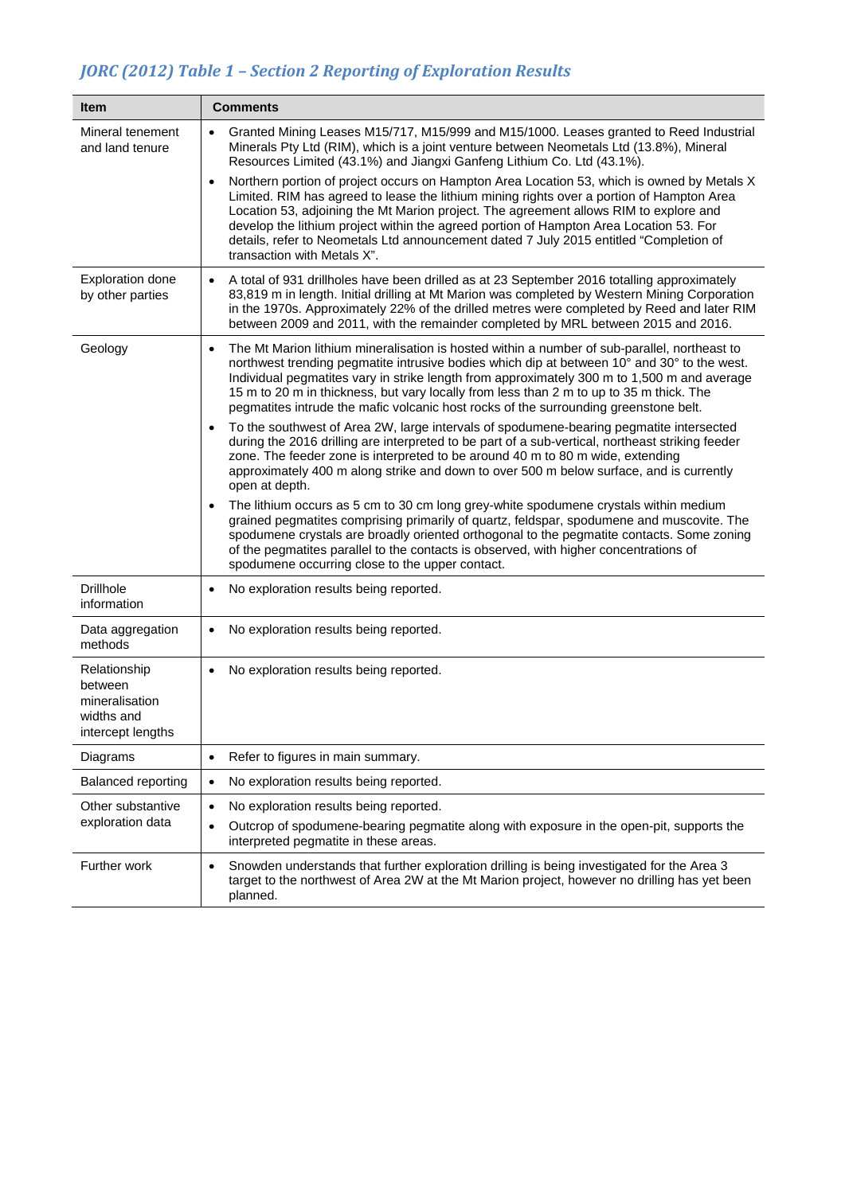## *JORC (2012) Table 1 – Section 2 Reporting of Exploration Results*

| Item | Comments |
|---|---|
| Mineral tenement and land tenure | • Granted Mining Leases M15/717, M15/999 and M15/1000. Leases granted to Reed Industrial Minerals Pty Ltd (RIM), which is a joint venture between Neometals Ltd (13.8%), Mineral Resources Limited (43.1%) and Jiangxi Ganfeng Lithium Co. Ltd (43.1%).<br>• Northern portion of project occurs on Hampton Area Location 53, which is owned by Metals X Limited. RIM has agreed to lease the lithium mining rights over a portion of Hampton Area Location 53, adjoining the Mt Marion project. The agreement allows RIM to explore and develop the lithium project within the agreed portion of Hampton Area Location 53. For details, refer to Neometals Ltd announcement dated 7 July 2015 entitled "Completion of transaction with Metals X". |
| Exploration done by other parties | • A total of 931 drillholes have been drilled as at 23 September 2016 totalling approximately 83,819 m in length. Initial drilling at Mt Marion was completed by Western Mining Corporation in the 1970s. Approximately 22% of the drilled metres were completed by Reed and later RIM between 2009 and 2011, with the remainder completed by MRL between 2015 and 2016. |
| Geology | • The Mt Marion lithium mineralisation is hosted within a number of sub-parallel, northeast to northwest trending pegmatite intrusive bodies which dip at between 10° and 30° to the west. Individual pegmatites vary in strike length from approximately 300 m to 1,500 m and average 15 m to 20 m in thickness, but vary locally from less than 2 m to up to 35 m thick. The pegmatites intrude the mafic volcanic host rocks of the surrounding greenstone belt.<br>• To the southwest of Area 2W, large intervals of spodumene-bearing pegmatite intersected during the 2016 drilling are interpreted to be part of a sub-vertical, northeast striking feeder zone. The feeder zone is interpreted to be around 40 m to 80 m wide, extending approximately 400 m along strike and down to over 500 m below surface, and is currently open at depth.<br>• The lithium occurs as 5 cm to 30 cm long grey-white spodumene crystals within medium grained pegmatites comprising primarily of quartz, feldspar, spodumene and muscovite. The spodumene crystals are broadly oriented orthogonal to the pegmatite contacts. Some zoning of the pegmatites parallel to the contacts is observed, with higher concentrations of spodumene occurring close to the upper contact. |
| Drillhole information | • No exploration results being reported. |
| Data aggregation methods | • No exploration results being reported. |
| Relationship between mineralisation widths and intercept lengths | • No exploration results being reported. |
| Diagrams | • Refer to figures in main summary. |
| Balanced reporting | • No exploration results being reported. |
| Other substantive exploration data | • No exploration results being reported.<br>• Outcrop of spodumene-bearing pegmatite along with exposure in the open-pit, supports the interpreted pegmatite in these areas. |
| Further work | • Snowden understands that further exploration drilling is being investigated for the Area 3 target to the northwest of Area 2W at the Mt Marion project, however no drilling has yet been planned. |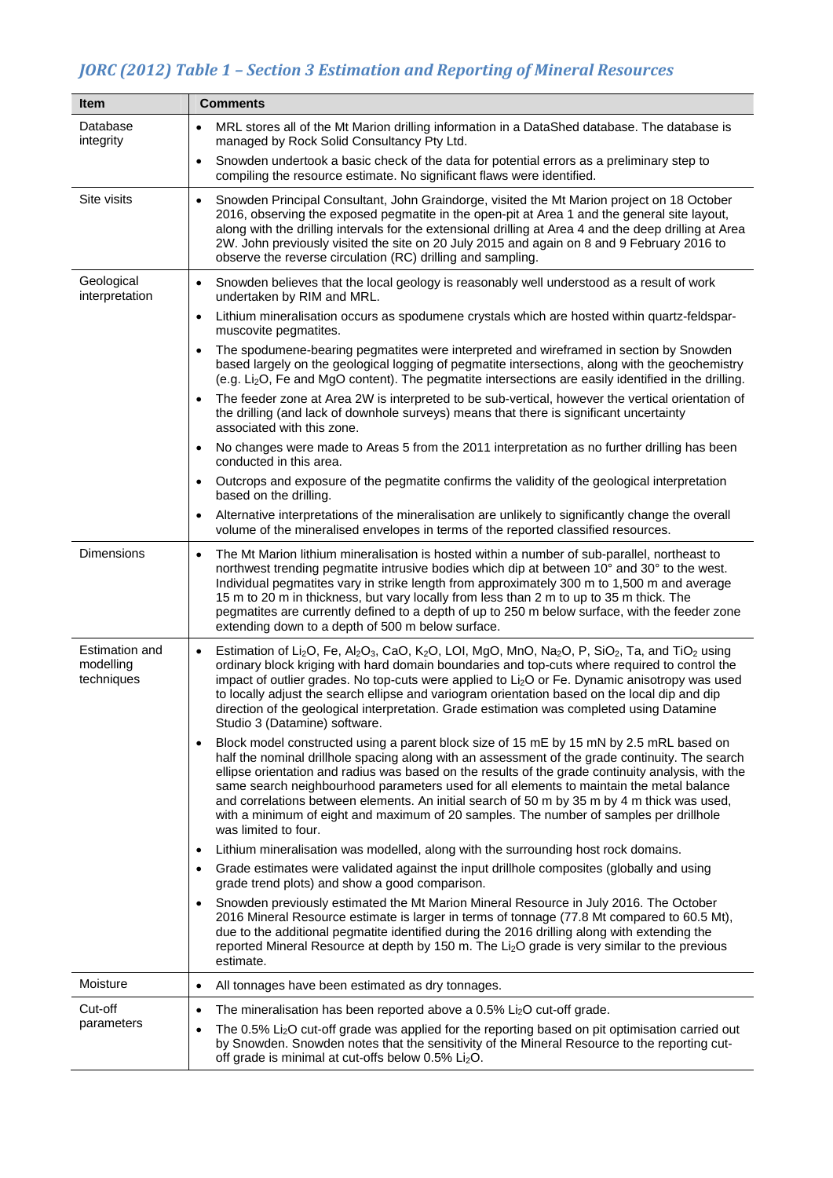## *JORC (2012) Table 1 – Section 3 Estimation and Reporting of Mineral Resources*

| Item | Comments |
|---|---|
| Database integrity | • MRL stores all of the Mt Marion drilling information in a DataShed database. The database is managed by Rock Solid Consultancy Pty Ltd.<br>• Snowden undertook a basic check of the data for potential errors as a preliminary step to compiling the resource estimate. No significant flaws were identified. |
| Site visits | • Snowden Principal Consultant, John Graindorge, visited the Mt Marion project on 18 October 2016, observing the exposed pegmatite in the open-pit at Area 1 and the general site layout, along with the drilling intervals for the extensional drilling at Area 4 and the deep drilling at Area 2W. John previously visited the site on 20 July 2015 and again on 8 and 9 February 2016 to observe the reverse circulation (RC) drilling and sampling. |
| Geological interpretation | • Snowden believes that the local geology is reasonably well understood as a result of work undertaken by RIM and MRL.<br>• Lithium mineralisation occurs as spodumene crystals which are hosted within quartz-feldspar-muscovite pegmatites.<br>• The spodumene-bearing pegmatites were interpreted and wireframed in section by Snowden based largely on the geological logging of pegmatite intersections, along with the geochemistry (e.g. $Li_2O$, Fe and MgO content). The pegmatite intersections are easily identified in the drilling.<br>• The feeder zone at Area 2W is interpreted to be sub-vertical, however the vertical orientation of the drilling (and lack of downhole surveys) means that there is significant uncertainty associated with this zone.<br>• No changes were made to Areas 5 from the 2011 interpretation as no further drilling has been conducted in this area.<br>• Outcrops and exposure of the pegmatite confirms the validity of the geological interpretation based on the drilling.<br>• Alternative interpretations of the mineralisation are unlikely to significantly change the overall volume of the mineralised envelopes in terms of the reported classified resources. |
| Dimensions | • The Mt Marion lithium mineralisation is hosted within a number of sub-parallel, northeast to northwest trending pegmatite intrusive bodies which dip at between 10° and 30° to the west. Individual pegmatites vary in strike length from approximately 300 m to 1,500 m and average 15 m to 20 m in thickness, but vary locally from less than 2 m to up to 35 m thick. The pegmatites are currently defined to a depth of up to 250 m below surface, with the feeder zone extending down to a depth of 500 m below surface. |
| Estimation and modelling techniques | • Estimation of $Li_2O$, Fe, $Al_2O_3$, CaO, $K_2O$, LOI, MgO, MnO, $Na_2O$, P, $SiO_2$, Ta, and $TiO_2$ using ordinary block kriging with hard domain boundaries and top-cuts where required to control the impact of outlier grades. No top-cuts were applied to $Li_2O$ or Fe. Dynamic anisotropy was used to locally adjust the search ellipse and variogram orientation based on the local dip and dip direction of the geological interpretation. Grade estimation was completed using Datamine Studio 3 (Datamine) software.<br>• Block model constructed using a parent block size of 15 mE by 15 mN by 2.5 mRL based on half the nominal drillhole spacing along with an assessment of the grade continuity. The search ellipse orientation and radius was based on the results of the grade continuity analysis, with the same search neighbourhood parameters used for all elements to maintain the metal balance and correlations between elements. An initial search of 50 m by 35 m by 4 m thick was used, with a minimum of eight and maximum of 20 samples. The number of samples per drillhole was limited to four.<br>• Lithium mineralisation was modelled, along with the surrounding host rock domains.<br>• Grade estimates were validated against the input drillhole composites (globally and using grade trend plots) and show a good comparison.<br>• Snowden previously estimated the Mt Marion Mineral Resource in July 2016. The October 2016 Mineral Resource estimate is larger in terms of tonnage (77.8 Mt compared to 60.5 Mt), due to the additional pegmatite identified during the 2016 drilling along with extending the reported Mineral Resource at depth by 150 m. The $Li_2O$ grade is very similar to the previous estimate. |
| Moisture | • All tonnages have been estimated as dry tonnages. |
| Cut-off parameters | • The mineralisation has been reported above a 0.5% $Li_2O$ cut-off grade.<br>• The 0.5% $Li_2O$ cut-off grade was applied for the reporting based on pit optimisation carried out by Snowden. Snowden notes that the sensitivity of the Mineral Resource to the reporting cut-off grade is minimal at cut-offs below 0.5% $Li_2O$. |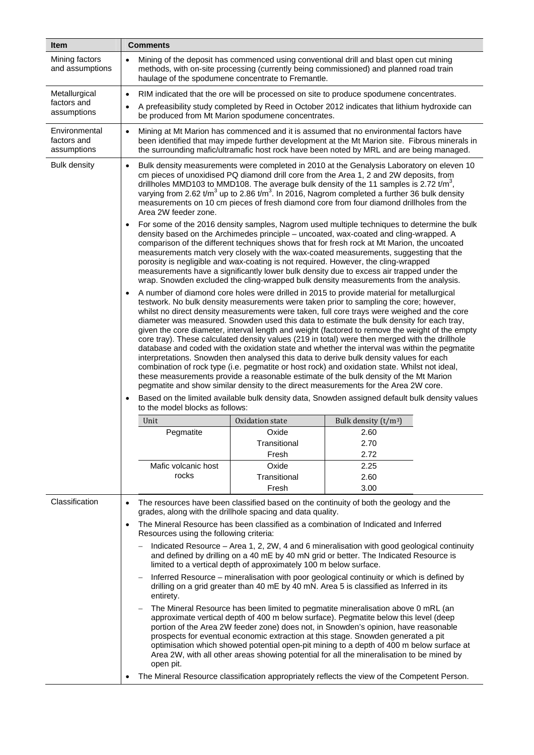| Item | Comments |
|---|---|
| Mining factors and assumptions | • Mining of the deposit has commenced using conventional drill and blast open cut mining methods, with on-site processing (currently being commissioned) and planned road train haulage of the spodumene concentrate to Fremantle. |
| Metallurgical factors and assumptions | • RIM indicated that the ore will be processed on site to produce spodumene concentrates.<br>• A prefeasibility study completed by Reed in October 2012 indicates that lithium hydroxide can be produced from Mt Marion spodumene concentrates. |
| Environmental factors and assumptions | • Mining at Mt Marion has commenced and it is assumed that no environmental factors have been identified that may impede further development at the Mt Marion site. Fibrous minerals in the surrounding mafic/ultramafic host rock have been noted by MRL and are being managed. |
| Bulk density | • Bulk density measurements were completed in 2010 at the Genalysis Laboratory on eleven 10 cm pieces of unoxidised PQ diamond drill core from the Area 1, 2 and 2W deposits, from drillholes MMD103 to MMD108. The average bulk density of the 11 samples is 2.72 t/m$^3$, varying from 2.62 t/m$^3$ up to 2.86 t/m$^3$. In 2016, Nagrom completed a further 36 bulk density measurements on 10 cm pieces of fresh diamond core from four diamond drillholes from the Area 2W feeder zone.<br>• For some of the 2016 density samples, Nagrom used multiple techniques to determine the bulk density based on the Archimedes principle – uncoated, wax-coated and cling-wrapped. A comparison of the different techniques shows that for fresh rock at Mt Marion, the uncoated measurements match very closely with the wax-coated measurements, suggesting that the porosity is negligible and wax-coating is not required. However, the cling-wrapped measurements have a significantly lower bulk density due to excess air trapped under the wrap. Snowden excluded the cling-wrapped bulk density measurements from the analysis.<br>• A number of diamond core holes were drilled in 2015 to provide material for metallurgical testwork. No bulk density measurements were taken prior to sampling the core; however, whilst no direct density measurements were taken, full core trays were weighed and the core diameter was measured. Snowden used this data to estimate the bulk density for each tray, given the core diameter, interval length and weight (factored to remove the weight of the empty core tray). These calculated density values (219 in total) were then merged with the drillhole database and coded with the oxidation state and whether the interval was within the pegmatite interpretations. Snowden then analysed this data to derive bulk density values for each combination of rock type (i.e. pegmatite or host rock) and oxidation state. Whilst not ideal, these measurements provide a reasonable estimate of the bulk density of the Mt Marion pegmatite and show similar density to the direct measurements for the Area 2W core.<br>• Based on the limited available bulk density data, Snowden assigned default bulk density values to the model blocks as follows:<br><br>Unit / Oxidation state / Bulk density (t/m$^3$)<br>Pegmatite – Oxide: 2.60; Transitional: 2.70; Fresh: 2.72<br>Mafic volcanic host rocks – Oxide: 2.25; Transitional: 2.60; Fresh: 3.00 |
| Classification | • The resources have been classified based on the continuity of both the geology and the grades, along with the drillhole spacing and data quality.<br>• The Mineral Resource has been classified as a combination of Indicated and Inferred Resources using the following criteria:<br>– Indicated Resource – Area 1, 2, 2W, 4 and 6 mineralisation with good geological continuity and defined by drilling on a 40 mE by 40 mN grid or better. The Indicated Resource is limited to a vertical depth of approximately 100 m below surface.<br>– Inferred Resource – mineralisation with poor geological continuity or which is defined by drilling on a grid greater than 40 mE by 40 mN. Area 5 is classified as Inferred in its entirety.<br>– The Mineral Resource has been limited to pegmatite mineralisation above 0 mRL (an approximate vertical depth of 400 m below surface). Pegmatite below this level (deep portion of the Area 2W feeder zone) does not, in Snowden's opinion, have reasonable prospects for eventual economic extraction at this stage. Snowden generated a pit optimisation which showed potential open-pit mining to a depth of 400 m below surface at Area 2W, with all other areas showing potential for all the mineralisation to be mined by open pit.<br>• The Mineral Resource classification appropriately reflects the view of the Competent Person. |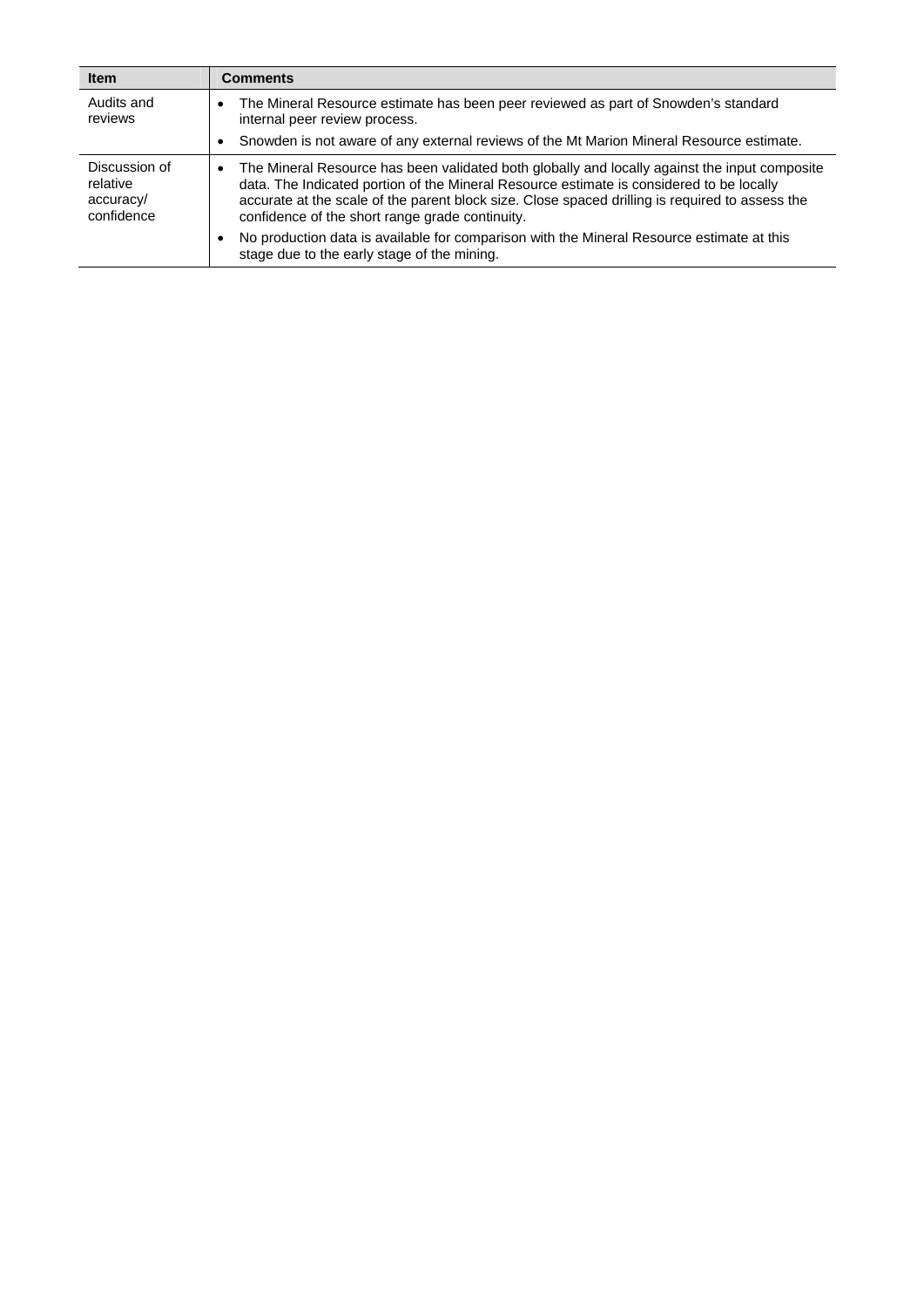| Item | Comments |
|---|---|
| Audits and reviews | • The Mineral Resource estimate has been peer reviewed as part of Snowden's standard internal peer review process.<br>• Snowden is not aware of any external reviews of the Mt Marion Mineral Resource estimate. |
| Discussion of relative accuracy/ confidence | • The Mineral Resource has been validated both globally and locally against the input composite data. The Indicated portion of the Mineral Resource estimate is considered to be locally accurate at the scale of the parent block size. Close spaced drilling is required to assess the confidence of the short range grade continuity.<br>• No production data is available for comparison with the Mineral Resource estimate at this stage due to the early stage of the mining. |